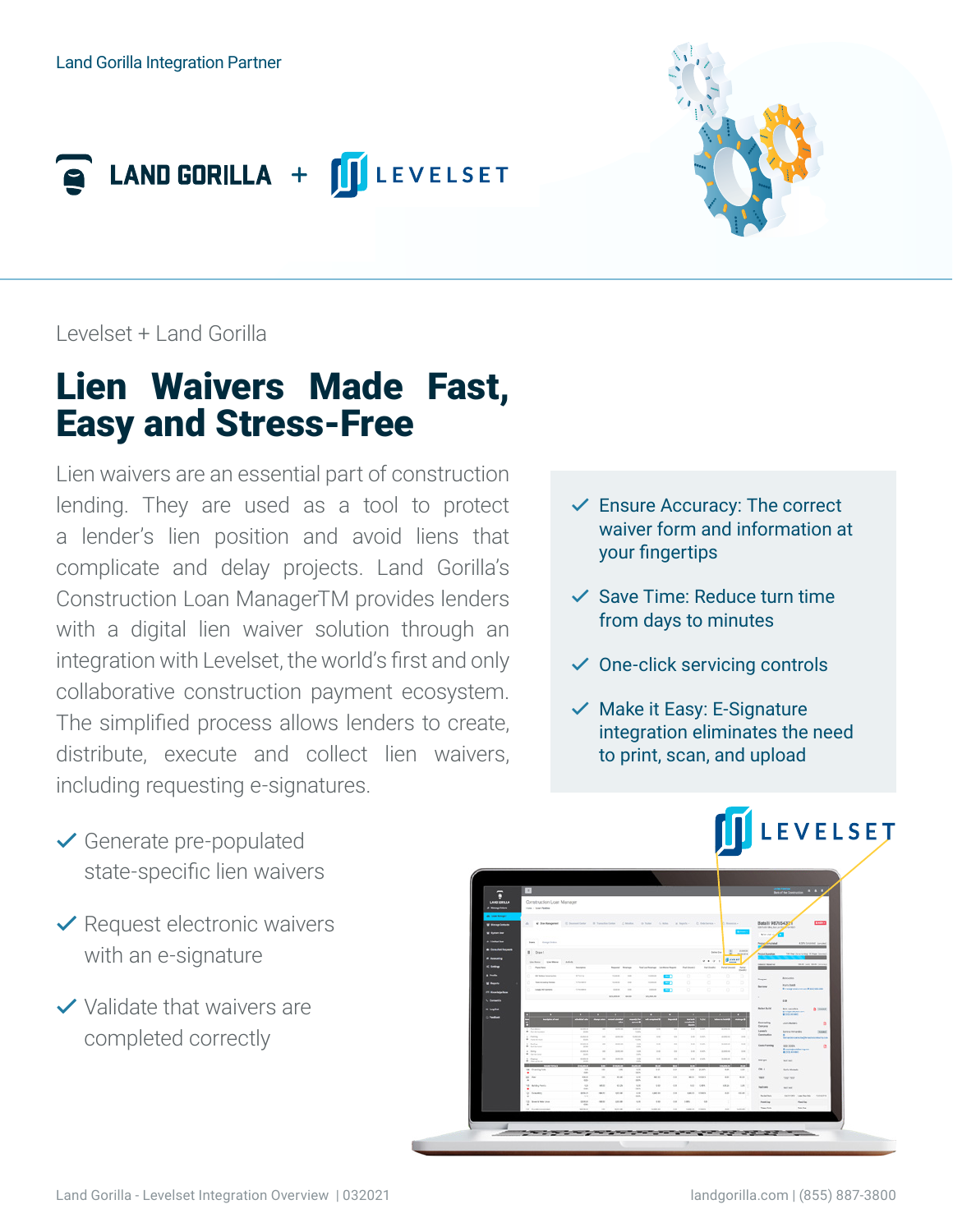Land Gorilla Integration Partner

LAND GORILLA + LEVELSET

Levelset + Land Gorilla

# Lien Waivers Made Fast, Easy and Stress-Free

Lien waivers are an essential part of construction lending. They are used as a tool to protect a lender's lien position and avoid liens that complicate and delay projects. Land Gorilla's Construction Loan ManagerTM provides lenders with a digital lien waiver solution through an integration with Levelset, the world's first and only collaborative construction payment ecosystem. The simplified process allows lenders to create, distribute, execute and collect lien waivers, including requesting e-signatures.

- ✓ Ensure Accuracy: The correct waiver form and information at your fingertips
- ✓ Save Time: Reduce turn time from days to minutes
- ✓ One-click servicing controls
- ✓ Make it Easy: E-Signature integration eliminates the need to print, scan, and upload

- ✓ Generate pre-populated state-specific lien waivers
- ✓ Request electronic waivers with an e-signature
- ✓ Validate that waivers are completed correctly

LEVELSET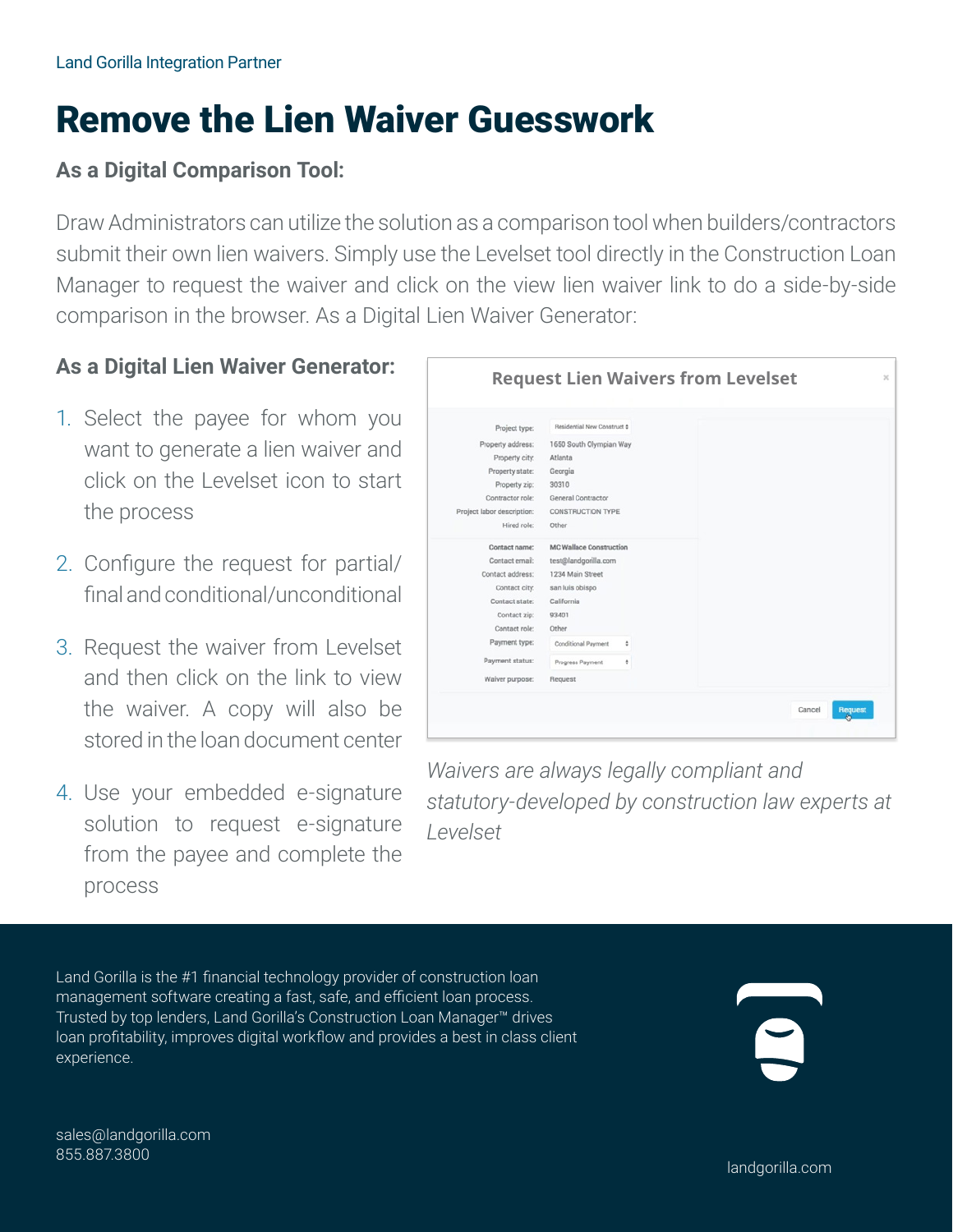Land Gorilla Integration Partner

# Remove the Lien Waiver Guesswork

### As a Digital Comparison Tool:

Draw Administrators can utilize the solution as a comparison tool when builders/contractors submit their own lien waivers. Simply use the Levelset tool directly in the Construction Loan Manager to request the waiver and click on the view lien waiver link to do a side-by-side comparison in the browser. As a Digital Lien Waiver Generator:

### As a Digital Lien Waiver Generator:

1. Select the payee for whom you want to generate a lien waiver and click on the Levelset icon to start the process
2. Configure the request for partial/final and conditional/unconditional
3. Request the waiver from Levelset and then click on the link to view the waiver. A copy will also be stored in the loan document center
4. Use your embedded e-signature solution to request e-signature from the payee and complete the process

*Waivers are always legally compliant and statutory-developed by construction law experts at Levelset*

Land Gorilla is the #1 financial technology provider of construction loan management software creating a fast, safe, and efficient loan process. Trusted by top lenders, Land Gorilla's Construction Loan Manager™ drives loan profitability, improves digital workflow and provides a best in class client experience.

sales@landgorilla.com
855.887.3800

landgorilla.com